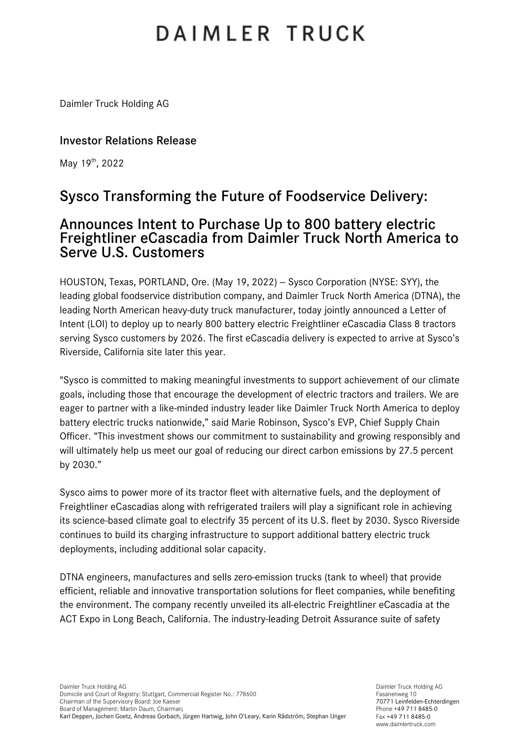# DAIMLER TRUCK

Daimler Truck Holding AG

## Investor Relations Release

May 19th, 2022

## Sysco Transforming the Future of Foodservice Delivery:

## Announces Intent to Purchase Up to 800 battery electric Freightliner eCascadia from Daimler Truck North America to Serve U.S. Customers

HOUSTON, Texas, PORTLAND, Ore. (May 19, 2022) – Sysco Corporation (NYSE: SYY), the leading global foodservice distribution company, and Daimler Truck North America (DTNA), the leading North American heavy-duty truck manufacturer, today jointly announced a Letter of Intent (LOI) to deploy up to nearly 800 battery electric Freightliner eCascadia Class 8 tractors serving Sysco customers by 2026. The first eCascadia delivery is expected to arrive at Sysco's Riverside, California site later this year.

"Sysco is committed to making meaningful investments to support achievement of our climate goals, including those that encourage the development of electric tractors and trailers. We are eager to partner with a like-minded industry leader like Daimler Truck North America to deploy battery electric trucks nationwide," said Marie Robinson, Sysco's EVP, Chief Supply Chain Officer. "This investment shows our commitment to sustainability and growing responsibly and will ultimately help us meet our goal of reducing our direct carbon emissions by 27.5 percent by 2030."

Sysco aims to power more of its tractor fleet with alternative fuels, and the deployment of Freightliner eCascadias along with refrigerated trailers will play a significant role in achieving its science-based climate goal to electrify 35 percent of its U.S. fleet by 2030. Sysco Riverside continues to build its charging infrastructure to support additional battery electric truck deployments, including additional solar capacity.

DTNA engineers, manufactures and sells zero-emission trucks (tank to wheel) that provide efficient, reliable and innovative transportation solutions for fleet companies, while benefiting the environment. The company recently unveiled its all-electric Freightliner eCascadia at the ACT Expo in Long Beach, California. The industry-leading Detroit Assurance suite of safety

Daimler Truck Holding AG
Domicile and Court of Registry: Stuttgart, Commercial Register No.: 778600
Chairman of the Supervisory Board: Joe Kaeser
Board of Management: Martin Daum, Chairman;
Karl Deppen, Jochen Goetz, Andreas Gorbach, Jürgen Hartwig, John O'Leary, Karin Rådström, Stephan Unger

Daimler Truck Holding AG
Fasanenweg 10
70771 Leinfelden-Echterdingen
Phone +49 711 8485-0
Fax +49 711 8485-0
www.daimlertruck.com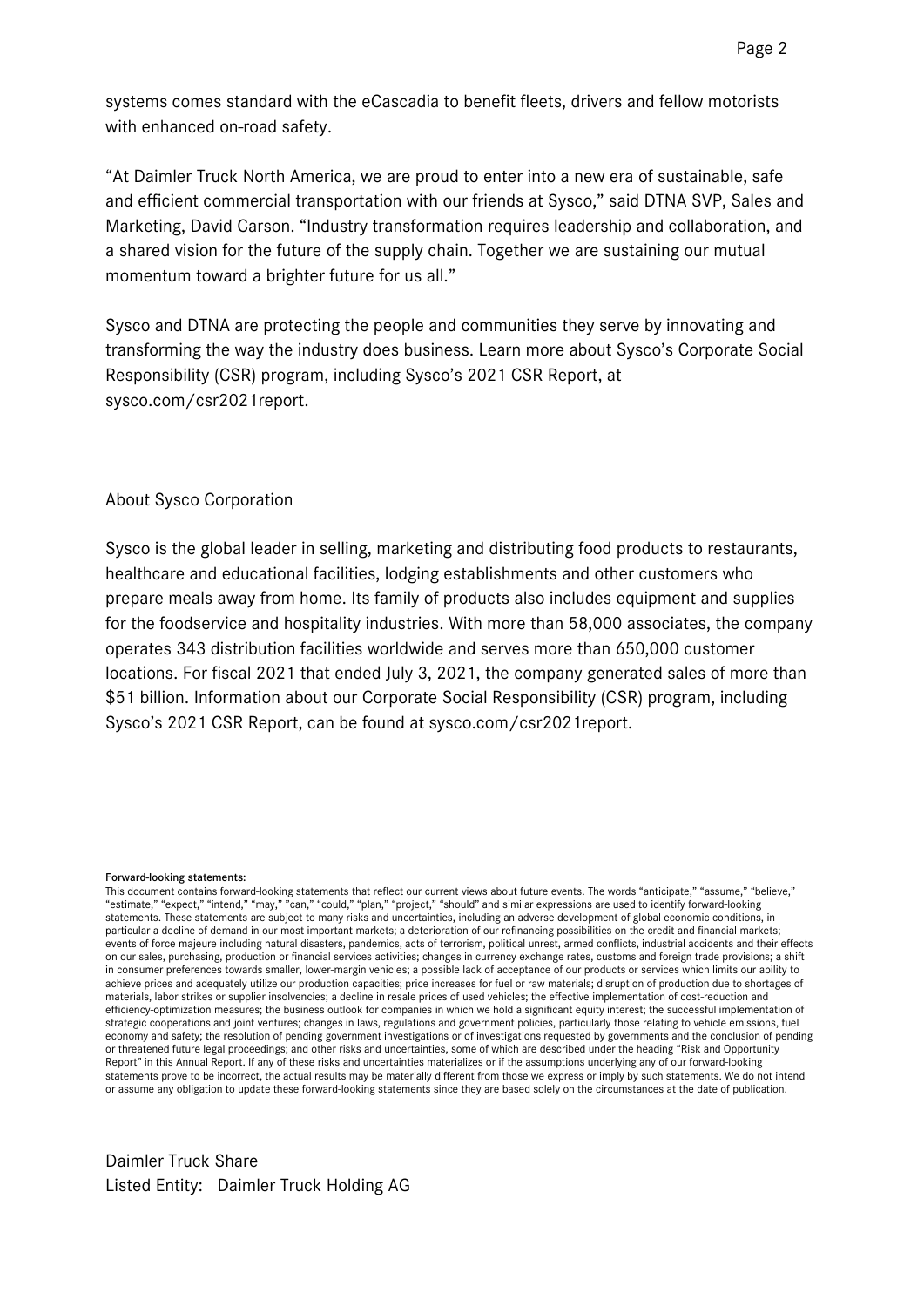systems comes standard with the eCascadia to benefit fleets, drivers and fellow motorists with enhanced on-road safety.

"At Daimler Truck North America, we are proud to enter into a new era of sustainable, safe and efficient commercial transportation with our friends at Sysco," said DTNA SVP, Sales and Marketing, David Carson. "Industry transformation requires leadership and collaboration, and a shared vision for the future of the supply chain. Together we are sustaining our mutual momentum toward a brighter future for us all."

Sysco and DTNA are protecting the people and communities they serve by innovating and transforming the way the industry does business. Learn more about Sysco's Corporate Social Responsibility (CSR) program, including Sysco's 2021 CSR Report, at sysco.com/csr2021report.

## About Sysco Corporation

Sysco is the global leader in selling, marketing and distributing food products to restaurants, healthcare and educational facilities, lodging establishments and other customers who prepare meals away from home. Its family of products also includes equipment and supplies for the foodservice and hospitality industries. With more than 58,000 associates, the company operates 343 distribution facilities worldwide and serves more than 650,000 customer locations. For fiscal 2021 that ended July 3, 2021, the company generated sales of more than $51 billion. Information about our Corporate Social Responsibility (CSR) program, including Sysco's 2021 CSR Report, can be found at sysco.com/csr2021report.

**Forward-looking statements:**
This document contains forward-looking statements that reflect our current views about future events. The words "anticipate," "assume," "believe," "estimate," "expect," "intend," "may," "can," "could," "plan," "project," "should" and similar expressions are used to identify forward-looking statements. These statements are subject to many risks and uncertainties, including an adverse development of global economic conditions, in particular a decline of demand in our most important markets; a deterioration of our refinancing possibilities on the credit and financial markets; events of force majeure including natural disasters, pandemics, acts of terrorism, political unrest, armed conflicts, industrial accidents and their effects on our sales, purchasing, production or financial services activities; changes in currency exchange rates, customs and foreign trade provisions; a shift in consumer preferences towards smaller, lower-margin vehicles; a possible lack of acceptance of our products or services which limits our ability to achieve prices and adequately utilize our production capacities; price increases for fuel or raw materials; disruption of production due to shortages of materials, labor strikes or supplier insolvencies; a decline in resale prices of used vehicles; the effective implementation of cost-reduction and efficiency-optimization measures; the business outlook for companies in which we hold a significant equity interest; the successful implementation of strategic cooperations and joint ventures; changes in laws, regulations and government policies, particularly those relating to vehicle emissions, fuel economy and safety; the resolution of pending government investigations or of investigations requested by governments and the conclusion of pending or threatened future legal proceedings; and other risks and uncertainties, some of which are described under the heading "Risk and Opportunity Report" in this Annual Report. If any of these risks and uncertainties materializes or if the assumptions underlying any of our forward-looking statements prove to be incorrect, the actual results may be materially different from those we express or imply by such statements. We do not intend or assume any obligation to update these forward-looking statements since they are based solely on the circumstances at the date of publication.

Daimler Truck Share
Listed Entity: Daimler Truck Holding AG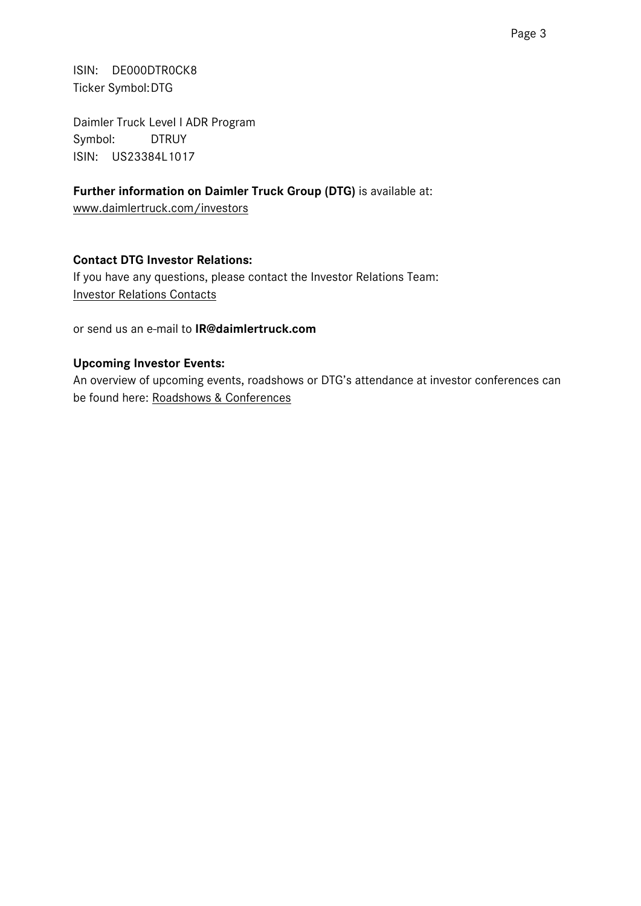ISIN: DE000DTR0CK8
Ticker Symbol: DTG

Daimler Truck Level I ADR Program
Symbol: DTRUY
ISIN: US23384L1017

**Further information on Daimler Truck Group (DTG)** is available at:
www.daimlertruck.com/investors

**Contact DTG Investor Relations:**
If you have any questions, please contact the Investor Relations Team:
Investor Relations Contacts

or send us an e-mail to **IR@daimlertruck.com**

**Upcoming Investor Events:**
An overview of upcoming events, roadshows or DTG's attendance at investor conferences can be found here: Roadshows & Conferences